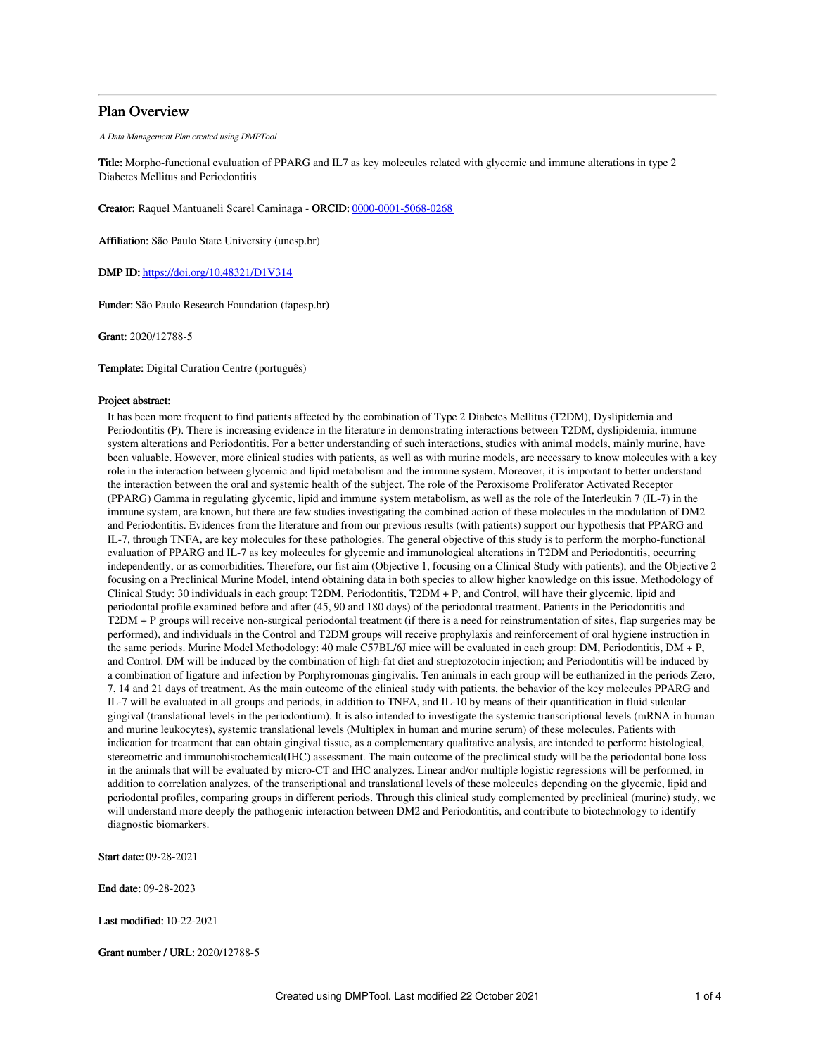# Plan Overview

*A Data Management Plan created using DMPTool*

**Title:** Morpho-functional evaluation of PPARG and IL7 as key molecules related with glycemic and immune alterations in type 2 Diabetes Mellitus and Periodontitis

**Creator:** Raquel Mantuaneli Scarel Caminaga - **ORCID:** 0000-0001-5068-0268

**Affiliation:** São Paulo State University (unesp.br)

**DMP ID:** https://doi.org/10.48321/D1V314

**Funder:** São Paulo Research Foundation (fapesp.br)

**Grant:** 2020/12788-5

**Template:** Digital Curation Centre (português)

**Project abstract:**

It has been more frequent to find patients affected by the combination of Type 2 Diabetes Mellitus (T2DM), Dyslipidemia and Periodontitis (P). There is increasing evidence in the literature in demonstrating interactions between T2DM, dyslipidemia, immune system alterations and Periodontitis. For a better understanding of such interactions, studies with animal models, mainly murine, have been valuable. However, more clinical studies with patients, as well as with murine models, are necessary to know molecules with a key role in the interaction between glycemic and lipid metabolism and the immune system. Moreover, it is important to better understand the interaction between the oral and systemic health of the subject. The role of the Peroxisome Proliferator Activated Receptor (PPARG) Gamma in regulating glycemic, lipid and immune system metabolism, as well as the role of the Interleukin 7 (IL-7) in the immune system, are known, but there are few studies investigating the combined action of these molecules in the modulation of DM2 and Periodontitis. Evidences from the literature and from our previous results (with patients) support our hypothesis that PPARG and IL-7, through TNFA, are key molecules for these pathologies. The general objective of this study is to perform the morpho-functional evaluation of PPARG and IL-7 as key molecules for glycemic and immunological alterations in T2DM and Periodontitis, occurring independently, or as comorbidities. Therefore, our fist aim (Objective 1, focusing on a Clinical Study with patients), and the Objective 2 focusing on a Preclinical Murine Model, intend obtaining data in both species to allow higher knowledge on this issue. Methodology of Clinical Study: 30 individuals in each group: T2DM, Periodontitis, T2DM + P, and Control, will have their glycemic, lipid and periodontal profile examined before and after (45, 90 and 180 days) of the periodontal treatment. Patients in the Periodontitis and T2DM + P groups will receive non-surgical periodontal treatment (if there is a need for reinstrumentation of sites, flap surgeries may be performed), and individuals in the Control and T2DM groups will receive prophylaxis and reinforcement of oral hygiene instruction in the same periods. Murine Model Methodology: 40 male C57BL/6J mice will be evaluated in each group: DM, Periodontitis, DM + P, and Control. DM will be induced by the combination of high-fat diet and streptozotocin injection; and Periodontitis will be induced by a combination of ligature and infection by Porphyromonas gingivalis. Ten animals in each group will be euthanized in the periods Zero, 7, 14 and 21 days of treatment. As the main outcome of the clinical study with patients, the behavior of the key molecules PPARG and IL-7 will be evaluated in all groups and periods, in addition to TNFA, and IL-10 by means of their quantification in fluid sulcular gingival (translational levels in the periodontium). It is also intended to investigate the systemic transcriptional levels (mRNA in human and murine leukocytes), systemic translational levels (Multiplex in human and murine serum) of these molecules. Patients with indication for treatment that can obtain gingival tissue, as a complementary qualitative analysis, are intended to perform: histological, stereometric and immunohistochemical(IHC) assessment. The main outcome of the preclinical study will be the periodontal bone loss in the animals that will be evaluated by micro-CT and IHC analyzes. Linear and/or multiple logistic regressions will be performed, in addition to correlation analyzes, of the transcriptional and translational levels of these molecules depending on the glycemic, lipid and periodontal profiles, comparing groups in different periods. Through this clinical study complemented by preclinical (murine) study, we will understand more deeply the pathogenic interaction between DM2 and Periodontitis, and contribute to biotechnology to identify diagnostic biomarkers.

**Start date:** 09-28-2021

**End date:** 09-28-2023

**Last modified:** 10-22-2021

**Grant number / URL:** 2020/12788-5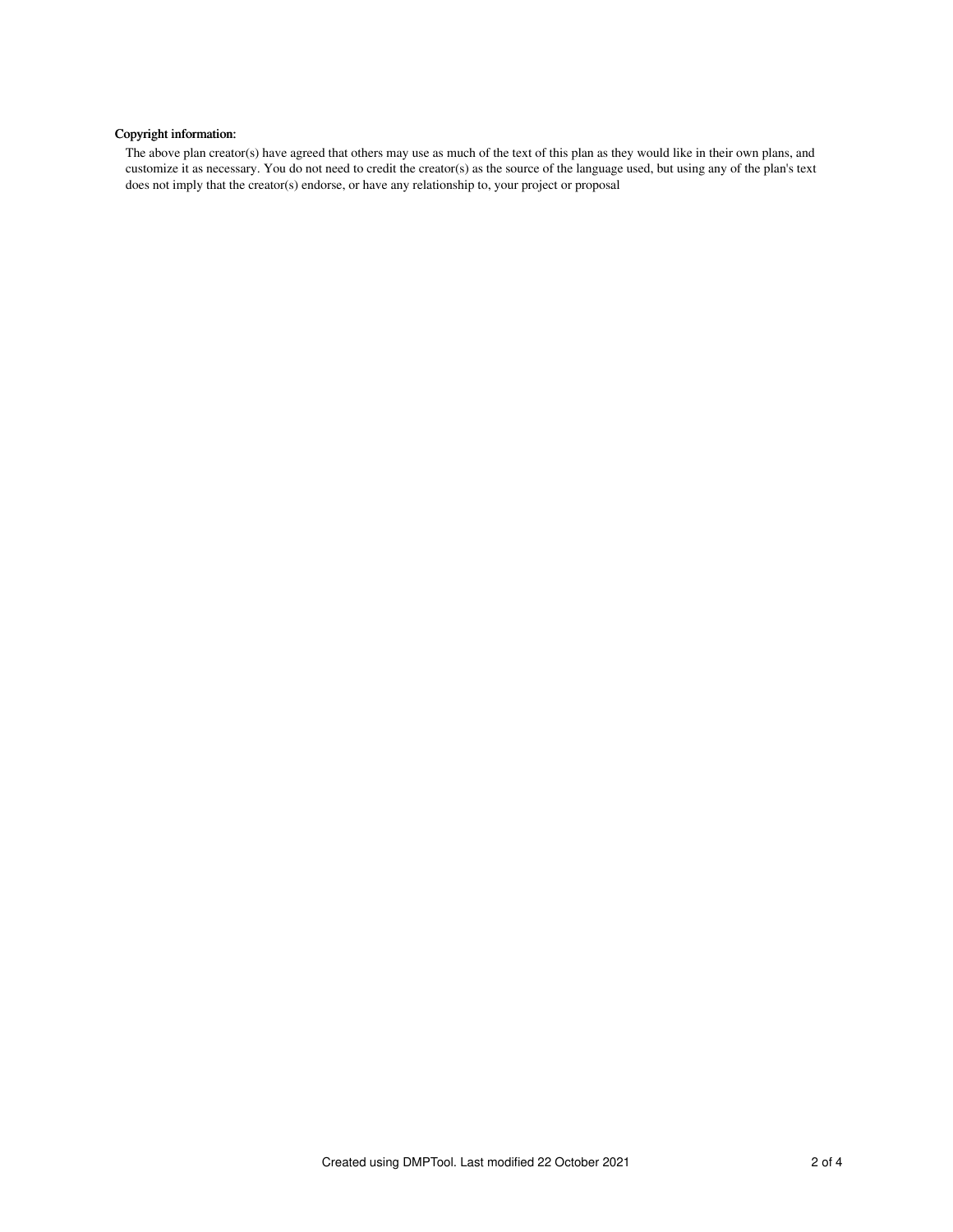**Copyright information:**

The above plan creator(s) have agreed that others may use as much of the text of this plan as they would like in their own plans, and customize it as necessary. You do not need to credit the creator(s) as the source of the language used, but using any of the plan's text does not imply that the creator(s) endorse, or have any relationship to, your project or proposal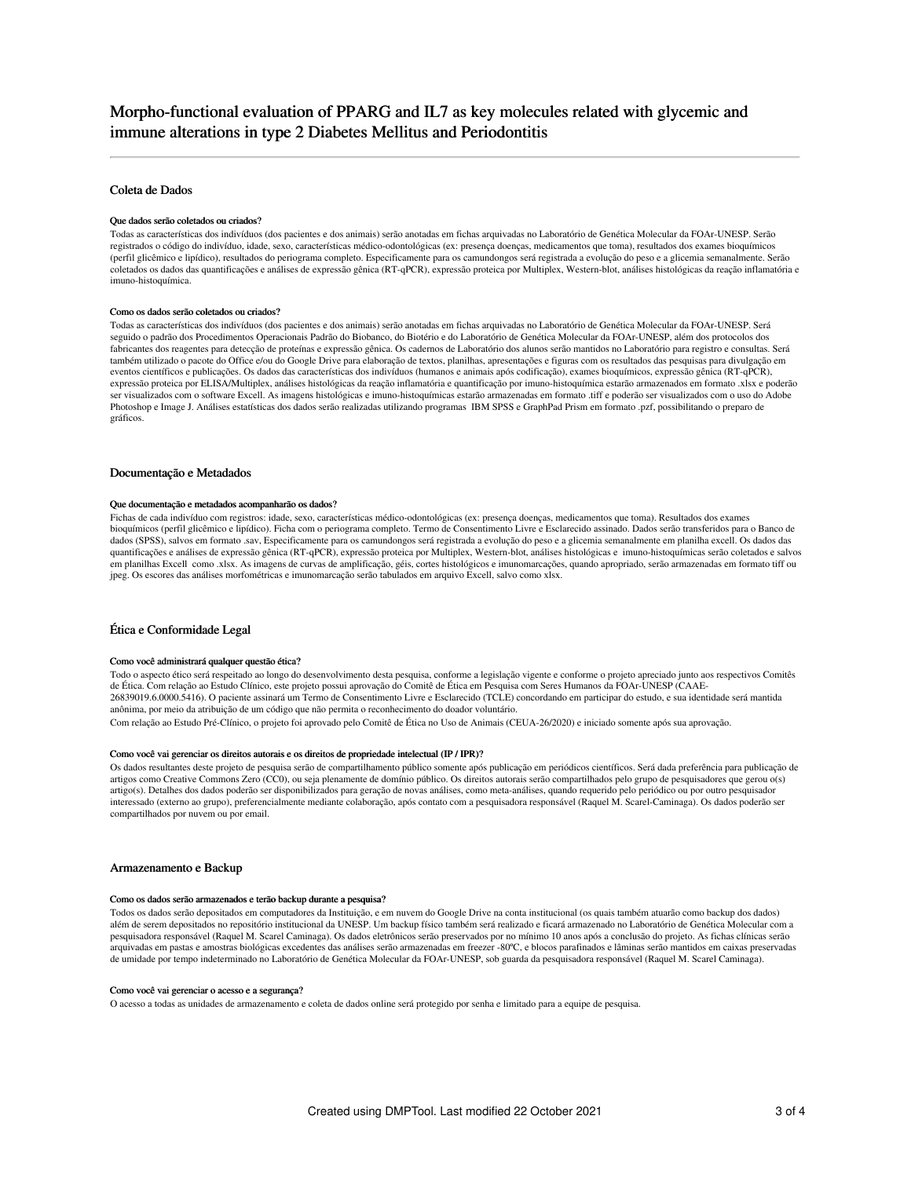# Morpho-functional evaluation of PPARG and IL7 as key molecules related with glycemic and immune alterations in type 2 Diabetes Mellitus and Periodontitis

## Coleta de Dados

### Que dados serão coletados ou criados?

Todas as características dos indivíduos (dos pacientes e dos animais) serão anotadas em fichas arquivadas no Laboratório de Genética Molecular da FOAr-UNESP. Serão registrados o código do indivíduo, idade, sexo, características médico-odontológicas (ex: presença doenças, medicamentos que toma), resultados dos exames bioquímicos (perfil glicêmico e lipídico), resultados do periograma completo. Especificamente para os camundongos será registrada a evolução do peso e a glicemia semanalmente. Serão coletados os dados das quantificações e análises de expressão gênica (RT-qPCR), expressão proteica por Multiplex, Western-blot, análises histológicas da reação inflamatória e imuno-histoquímica.

### Como os dados serão coletados ou criados?

Todas as características dos indivíduos (dos pacientes e dos animais) serão anotadas em fichas arquivadas no Laboratório de Genética Molecular da FOAr-UNESP. Será seguido o padrão dos Procedimentos Operacionais Padrão do Biobanco, do Biotério e do Laboratório de Genética Molecular da FOAr-UNESP, além dos protocolos dos fabricantes dos reagentes para detecção de proteínas e expressão gênica. Os cadernos de Laboratório dos alunos serão mantidos no Laboratório para registro e consultas. Será também utilizado o pacote do Office e/ou do Google Drive para elaboração de textos, planilhas, apresentações e figuras com os resultados das pesquisas para divulgação em eventos científicos e publicações. Os dados das características dos indivíduos (humanos e animais após codificação), exames bioquímicos, expressão gênica (RT-qPCR), expressão proteica por ELISA/Multiplex, análises histológicas da reação inflamatória e quantificação por imuno-histoquímica estarão armazenados em formato .xlsx e poderão ser visualizados com o software Excell. As imagens histológicas e imuno-histoquímicas estarão armazenadas em formato .tiff e poderão ser visualizados com o uso do Adobe Photoshop e Image J. Análises estatísticas dos dados serão realizadas utilizando programas IBM SPSS e GraphPad Prism em formato .pzf, possibilitando o preparo de gráficos.

## Documentação e Metadados

### Que documentação e metadados acompanharão os dados?

Fichas de cada indivíduo com registros: idade, sexo, características médico-odontológicas (ex: presença doenças, medicamentos que toma). Resultados dos exames bioquímicos (perfil glicêmico e lipídico). Ficha com o periograma completo. Termo de Consentimento Livre e Esclarecido assinado. Dados serão transferidos para o Banco de dados (SPSS), salvos em formato .sav, Especificamente para os camundongos será registrada a evolução do peso e a glicemia semanalmente em planilha excell. Os dados das quantificações e análises de expressão gênica (RT-qPCR), expressão proteica por Multiplex, Western-blot, análises histológicas e imuno-histoquímicas serão coletados e salvos em planilhas Excell como .xlsx. As imagens de curvas de amplificação, géis, cortes histológicos e imunomarcações, quando apropriado, serão armazenadas em formato tiff ou jpeg. Os escores das análises morfométricas e imunomarcação serão tabulados em arquivo Excell, salvo como xlsx.

## Ética e Conformidade Legal

### Como você administrará qualquer questão ética?

Todo o aspecto ético será respeitado ao longo do desenvolvimento desta pesquisa, conforme a legislação vigente e conforme o projeto apreciado junto aos respectivos Comitês de Ética. Com relação ao Estudo Clínico, este projeto possui aprovação do Comitê de Ética em Pesquisa com Seres Humanos da FOAr-UNESP (CAAE-26839019.6.0000.5416). O paciente assinará um Termo de Consentimento Livre e Esclarecido (TCLE) concordando em participar do estudo, e sua identidade será mantida anônima, por meio da atribuição de um código que não permita o reconhecimento do doador voluntário.

Com relação ao Estudo Pré-Clínico, o projeto foi aprovado pelo Comitê de Ética no Uso de Animais (CEUA-26/2020) e iniciado somente após sua aprovação.

### Como você vai gerenciar os direitos autorais e os direitos de propriedade intelectual (IP / IPR)?

Os dados resultantes deste projeto de pesquisa serão de compartilhamento público somente após publicação em periódicos científicos. Será dada preferência para publicação de artigos como Creative Commons Zero (CC0), ou seja plenamente de domínio público. Os direitos autorais serão compartilhados pelo grupo de pesquisadores que gerou o(s) artigo(s). Detalhes dos dados poderão ser disponibilizados para geração de novas análises, como meta-análises, quando requerido pelo periódico ou por outro pesquisador interessado (externo ao grupo), preferencialmente mediante colaboração, após contato com a pesquisadora responsável (Raquel M. Scarel-Caminaga). Os dados poderão ser compartilhados por nuvem ou por email.

## Armazenamento e Backup

### Como os dados serão armazenados e terão backup durante a pesquisa?

Todos os dados serão depositados em computadores da Instituição, e em nuvem do Google Drive na conta institucional (os quais também atuarão como backup dos dados) além de serem depositados no repositório institucional da UNESP. Um backup físico também será realizado e ficará armazenado no Laboratório de Genética Molecular com a pesquisadora responsável (Raquel M. Scarel Caminaga). Os dados eletrônicos serão preservados por no mínimo 10 anos após a conclusão do projeto. As fichas clínicas serão arquivadas em pastas e amostras biológicas excedentes das análises serão armazenadas em freezer -80ºC, e blocos parafinados e lâminas serão mantidos em caixas preservadas de umidade por tempo indeterminado no Laboratório de Genética Molecular da FOAr-UNESP, sob guarda da pesquisadora responsável (Raquel M. Scarel Caminaga).

### Como você vai gerenciar o acesso e a segurança?

O acesso a todas as unidades de armazenamento e coleta de dados online será protegido por senha e limitado para a equipe de pesquisa.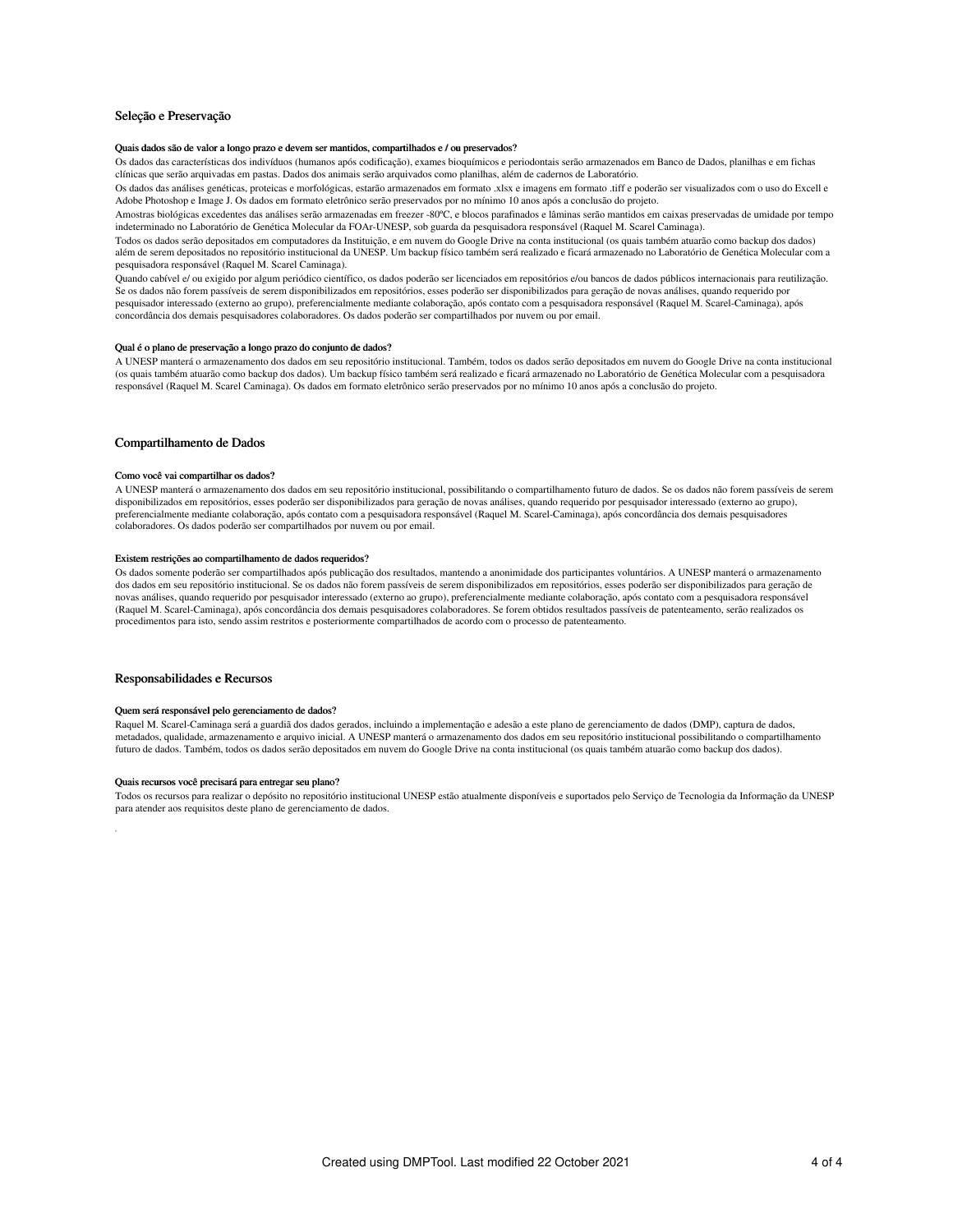## Seleção e Preservação

### Quais dados são de valor a longo prazo e devem ser mantidos, compartilhados e / ou preservados?

Os dados das características dos indivíduos (humanos após codificação), exames bioquímicos e periodontais serão armazenados em Banco de Dados, planilhas e em fichas clínicas que serão arquivadas em pastas. Dados dos animais serão arquivados como planilhas, além de cadernos de Laboratório.

Os dados das análises genéticas, proteicas e morfológicas, estarão armazenados em formato .xlsx e imagens em formato .tiff e poderão ser visualizados com o uso do Excell e Adobe Photoshop e Image J. Os dados em formato eletrônico serão preservados por no mínimo 10 anos após a conclusão do projeto.

Amostras biológicas excedentes das análises serão armazenadas em freezer -80ºC, e blocos parafinados e lâminas serão mantidos em caixas preservadas de umidade por tempo indeterminado no Laboratório de Genética Molecular da FOAr-UNESP, sob guarda da pesquisadora responsável (Raquel M. Scarel Caminaga).

Todos os dados serão depositados em computadores da Instituição, e em nuvem do Google Drive na conta institucional (os quais também atuarão como backup dos dados) além de serem depositados no repositório institucional da UNESP. Um backup físico também será realizado e ficará armazenado no Laboratório de Genética Molecular com a pesquisadora responsável (Raquel M. Scarel Caminaga).

Quando cabível e/ ou exigido por algum periódico científico, os dados poderão ser licenciados em repositórios e/ou bancos de dados públicos internacionais para reutilização. Se os dados não forem passíveis de serem disponibilizados em repositórios, esses poderão ser disponibilizados para geração de novas análises, quando requerido por pesquisador interessado (externo ao grupo), preferencialmente mediante colaboração, após contato com a pesquisadora responsável (Raquel M. Scarel-Caminaga), após concordância dos demais pesquisadores colaboradores. Os dados poderão ser compartilhados por nuvem ou por email.

### Qual é o plano de preservação a longo prazo do conjunto de dados?

A UNESP manterá o armazenamento dos dados em seu repositório institucional. Também, todos os dados serão depositados em nuvem do Google Drive na conta institucional (os quais também atuarão como backup dos dados). Um backup físico também será realizado e ficará armazenado no Laboratório de Genética Molecular com a pesquisadora responsável (Raquel M. Scarel Caminaga). Os dados em formato eletrônico serão preservados por no mínimo 10 anos após a conclusão do projeto.

## Compartilhamento de Dados

### Como você vai compartilhar os dados?

A UNESP manterá o armazenamento dos dados em seu repositório institucional, possibilitando o compartilhamento futuro de dados. Se os dados não forem passíveis de serem disponibilizados em repositórios, esses poderão ser disponibilizados para geração de novas análises, quando requerido por pesquisador interessado (externo ao grupo), preferencialmente mediante colaboração, após contato com a pesquisadora responsável (Raquel M. Scarel-Caminaga), após concordância dos demais pesquisadores colaboradores. Os dados poderão ser compartilhados por nuvem ou por email.

### Existem restrições ao compartilhamento de dados requeridos?

Os dados somente poderão ser compartilhados após publicação dos resultados, mantendo a anonimidade dos participantes voluntários. A UNESP manterá o armazenamento dos dados em seu repositório institucional. Se os dados não forem passíveis de serem disponibilizados em repositórios, esses poderão ser disponibilizados para geração de novas análises, quando requerido por pesquisador interessado (externo ao grupo), preferencialmente mediante colaboração, após contato com a pesquisadora responsável (Raquel M. Scarel-Caminaga), após concordância dos demais pesquisadores colaboradores. Se forem obtidos resultados passíveis de patenteamento, serão realizados os procedimentos para isto, sendo assim restritos e posteriormente compartilhados de acordo com o processo de patenteamento.

## Responsabilidades e Recursos

### Quem será responsável pelo gerenciamento de dados?

Raquel M. Scarel-Caminaga será a guardiã dos dados gerados, incluindo a implementação e adesão a este plano de gerenciamento de dados (DMP), captura de dados, metadados, qualidade, armazenamento e arquivo inicial. A UNESP manterá o armazenamento dos dados em seu repositório institucional possibilitando o compartilhamento futuro de dados. Também, todos os dados serão depositados em nuvem do Google Drive na conta institucional (os quais também atuarão como backup dos dados).

### Quais recursos você precisará para entregar seu plano?

Todos os recursos para realizar o depósito no repositório institucional UNESP estão atualmente disponíveis e suportados pelo Serviço de Tecnologia da Informação da UNESP para atender aos requisitos deste plano de gerenciamento de dados.